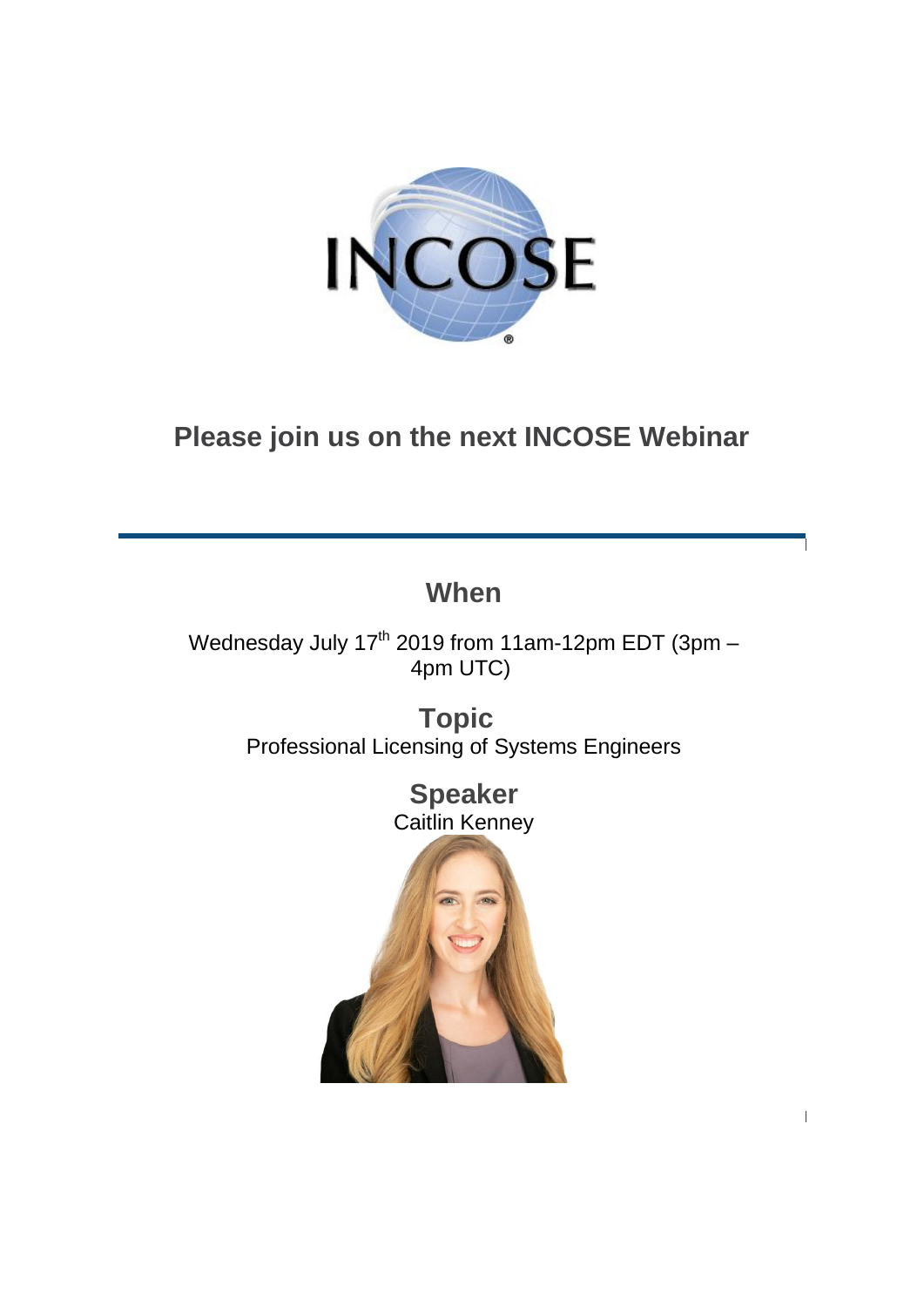# Please join us on the next INCOSE Webinar

## When

Wednesday July 17th 2019 from 11am-12pm EDT (3pm – 4pm UTC)

## Topic

Professional Licensing of Systems Engineers

## Speaker

Caitlin Kenney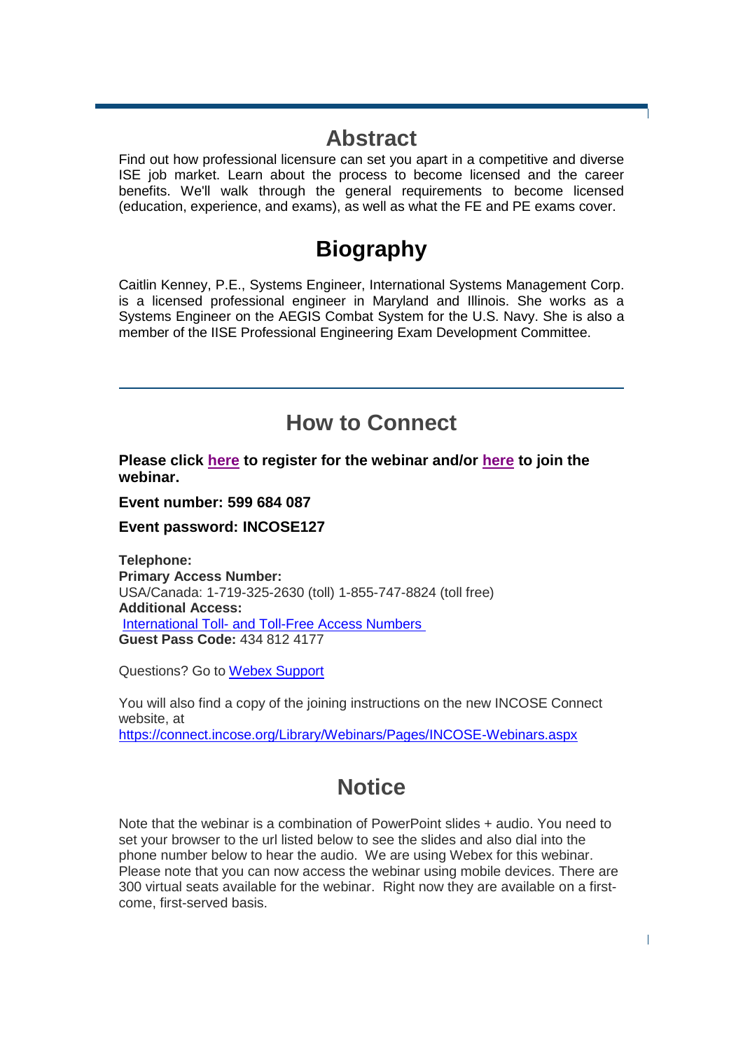## Abstract

Find out how professional licensure can set you apart in a competitive and diverse ISE job market. Learn about the process to become licensed and the career benefits. We'll walk through the general requirements to become licensed (education, experience, and exams), as well as what the FE and PE exams cover.

## Biography

Caitlin Kenney, P.E., Systems Engineer, International Systems Management Corp. is a licensed professional engineer in Maryland and Illinois. She works as a Systems Engineer on the AEGIS Combat System for the U.S. Navy. She is also a member of the IISE Professional Engineering Exam Development Committee.

---

## How to Connect

**Please click here to register for the webinar and/or here to join the webinar.**

**Event number: 599 684 087**

**Event password: INCOSE127**

**Telephone:**
**Primary Access Number:**
USA/Canada: 1-719-325-2630 (toll) 1-855-747-8824 (toll free)
**Additional Access:**
International Toll- and Toll-Free Access Numbers
**Guest Pass Code:** 434 812 4177

Questions? Go to Webex Support

You will also find a copy of the joining instructions on the new INCOSE Connect website, at
https://connect.incose.org/Library/Webinars/Pages/INCOSE-Webinars.aspx

## Notice

Note that the webinar is a combination of PowerPoint slides + audio. You need to set your browser to the url listed below to see the slides and also dial into the phone number below to hear the audio. We are using Webex for this webinar. Please note that you can now access the webinar using mobile devices. There are 300 virtual seats available for the webinar. Right now they are available on a first-come, first-served basis.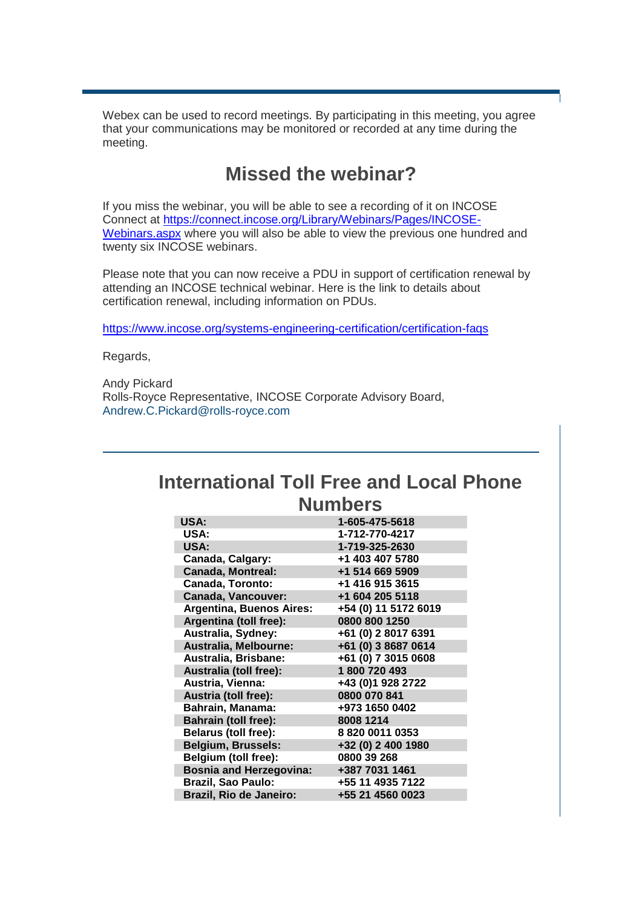Webex can be used to record meetings. By participating in this meeting, you agree that your communications may be monitored or recorded at any time during the meeting.

## Missed the webinar?

If you miss the webinar, you will be able to see a recording of it on INCOSE Connect at https://connect.incose.org/Library/Webinars/Pages/INCOSE-Webinars.aspx where you will also be able to view the previous one hundred and twenty six INCOSE webinars.

Please note that you can now receive a PDU in support of certification renewal by attending an INCOSE technical webinar. Here is the link to details about certification renewal, including information on PDUs.

https://www.incose.org/systems-engineering-certification/certification-faqs

Regards,

Andy Pickard
Rolls-Royce Representative, INCOSE Corporate Advisory Board,
Andrew.C.Pickard@rolls-royce.com

## International Toll Free and Local Phone Numbers

| | |
|---|---|
| **USA:** | **1-605-475-5618** |
| **USA:** | **1-712-770-4217** |
| **USA:** | **1-719-325-2630** |
| **Canada, Calgary:** | **+1 403 407 5780** |
| **Canada, Montreal:** | **+1 514 669 5909** |
| **Canada, Toronto:** | **+1 416 915 3615** |
| **Canada, Vancouver:** | **+1 604 205 5118** |
| **Argentina, Buenos Aires:** | **+54 (0) 11 5172 6019** |
| **Argentina (toll free):** | **0800 800 1250** |
| **Australia, Sydney:** | **+61 (0) 2 8017 6391** |
| **Australia, Melbourne:** | **+61 (0) 3 8687 0614** |
| **Australia, Brisbane:** | **+61 (0) 7 3015 0608** |
| **Australia (toll free):** | **1 800 720 493** |
| **Austria, Vienna:** | **+43 (0)1 928 2722** |
| **Austria (toll free):** | **0800 070 841** |
| **Bahrain, Manama:** | **+973 1650 0402** |
| **Bahrain (toll free):** | **8008 1214** |
| **Belarus (toll free):** | **8 820 0011 0353** |
| **Belgium, Brussels:** | **+32 (0) 2 400 1980** |
| **Belgium (toll free):** | **0800 39 268** |
| **Bosnia and Herzegovina:** | **+387 7031 1461** |
| **Brazil, Sao Paulo:** | **+55 11 4935 7122** |
| **Brazil, Rio de Janeiro:** | **+55 21 4560 0023** |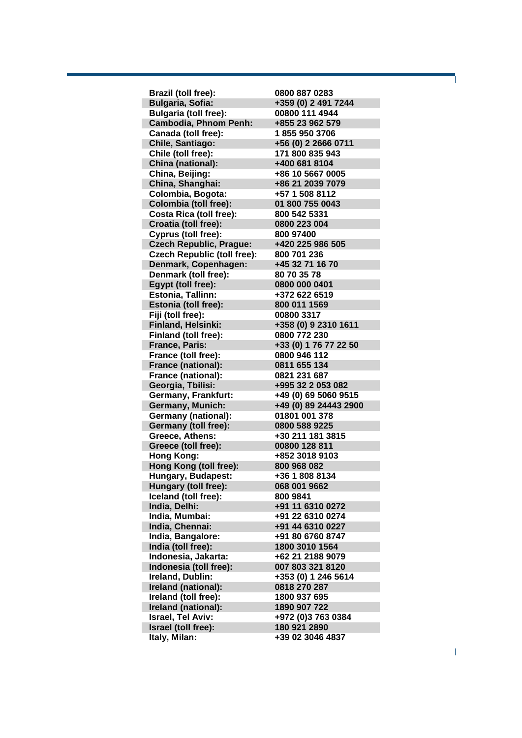| | |
|---|---|
| **Brazil (toll free):** | **0800 887 0283** |
| **Bulgaria, Sofia:** | **+359 (0) 2 491 7244** |
| **Bulgaria (toll free):** | **00800 111 4944** |
| **Cambodia, Phnom Penh:** | **+855 23 962 579** |
| **Canada (toll free):** | **1 855 950 3706** |
| **Chile, Santiago:** | **+56 (0) 2 2666 0711** |
| **Chile (toll free):** | **171 800 835 943** |
| **China (national):** | **+400 681 8104** |
| **China, Beijing:** | **+86 10 5667 0005** |
| **China, Shanghai:** | **+86 21 2039 7079** |
| **Colombia, Bogota:** | **+57 1 508 8112** |
| **Colombia (toll free):** | **01 800 755 0043** |
| **Costa Rica (toll free):** | **800 542 5331** |
| **Croatia (toll free):** | **0800 223 004** |
| **Cyprus (toll free):** | **800 97400** |
| **Czech Republic, Prague:** | **+420 225 986 505** |
| **Czech Republic (toll free):** | **800 701 236** |
| **Denmark, Copenhagen:** | **+45 32 71 16 70** |
| **Denmark (toll free):** | **80 70 35 78** |
| **Egypt (toll free):** | **0800 000 0401** |
| **Estonia, Tallinn:** | **+372 622 6519** |
| **Estonia (toll free):** | **800 011 1569** |
| **Fiji (toll free):** | **00800 3317** |
| **Finland, Helsinki:** | **+358 (0) 9 2310 1611** |
| **Finland (toll free):** | **0800 772 230** |
| **France, Paris:** | **+33 (0) 1 76 77 22 50** |
| **France (toll free):** | **0800 946 112** |
| **France (national):** | **0811 655 134** |
| **France (national):** | **0821 231 687** |
| **Georgia, Tbilisi:** | **+995 32 2 053 082** |
| **Germany, Frankfurt:** | **+49 (0) 69 5060 9515** |
| **Germany, Munich:** | **+49 (0) 89 24443 2900** |
| **Germany (national):** | **01801 001 378** |
| **Germany (toll free):** | **0800 588 9225** |
| **Greece, Athens:** | **+30 211 181 3815** |
| **Greece (toll free):** | **00800 128 811** |
| **Hong Kong:** | **+852 3018 9103** |
| **Hong Kong (toll free):** | **800 968 082** |
| **Hungary, Budapest:** | **+36 1 808 8134** |
| **Hungary (toll free):** | **068 001 9662** |
| **Iceland (toll free):** | **800 9841** |
| **India, Delhi:** | **+91 11 6310 0272** |
| **India, Mumbai:** | **+91 22 6310 0274** |
| **India, Chennai:** | **+91 44 6310 0227** |
| **India, Bangalore:** | **+91 80 6760 8747** |
| **India (toll free):** | **1800 3010 1564** |
| **Indonesia, Jakarta:** | **+62 21 2188 9079** |
| **Indonesia (toll free):** | **007 803 321 8120** |
| **Ireland, Dublin:** | **+353 (0) 1 246 5614** |
| **Ireland (national):** | **0818 270 287** |
| **Ireland (toll free):** | **1800 937 695** |
| **Ireland (national):** | **1890 907 722** |
| **Israel, Tel Aviv:** | **+972 (0)3 763 0384** |
| **Israel (toll free):** | **180 921 2890** |
| **Italy, Milan:** | **+39 02 3046 4837** |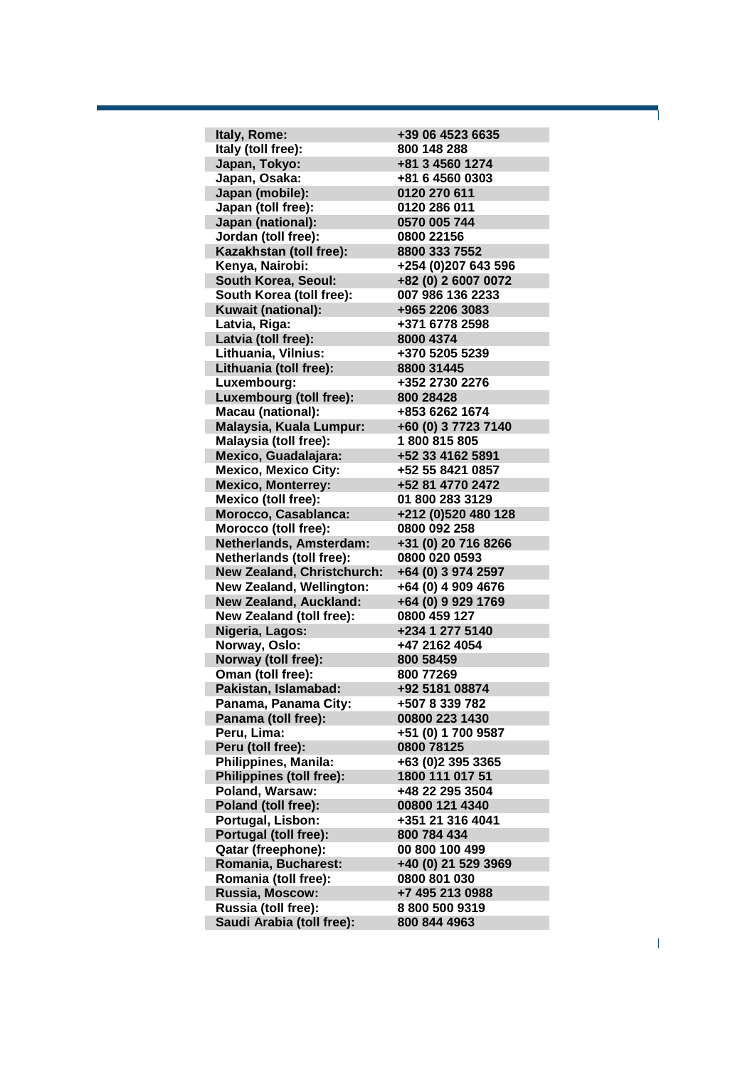| | |
|---|---|
| **Italy, Rome:** | **+39 06 4523 6635** |
| **Italy (toll free):** | **800 148 288** |
| **Japan, Tokyo:** | **+81 3 4560 1274** |
| **Japan, Osaka:** | **+81 6 4560 0303** |
| **Japan (mobile):** | **0120 270 611** |
| **Japan (toll free):** | **0120 286 011** |
| **Japan (national):** | **0570 005 744** |
| **Jordan (toll free):** | **0800 22156** |
| **Kazakhstan (toll free):** | **8800 333 7552** |
| **Kenya, Nairobi:** | **+254 (0)207 643 596** |
| **South Korea, Seoul:** | **+82 (0) 2 6007 0072** |
| **South Korea (toll free):** | **007 986 136 2233** |
| **Kuwait (national):** | **+965 2206 3083** |
| **Latvia, Riga:** | **+371 6778 2598** |
| **Latvia (toll free):** | **8000 4374** |
| **Lithuania, Vilnius:** | **+370 5205 5239** |
| **Lithuania (toll free):** | **8800 31445** |
| **Luxembourg:** | **+352 2730 2276** |
| **Luxembourg (toll free):** | **800 28428** |
| **Macau (national):** | **+853 6262 1674** |
| **Malaysia, Kuala Lumpur:** | **+60 (0) 3 7723 7140** |
| **Malaysia (toll free):** | **1 800 815 805** |
| **Mexico, Guadalajara:** | **+52 33 4162 5891** |
| **Mexico, Mexico City:** | **+52 55 8421 0857** |
| **Mexico, Monterrey:** | **+52 81 4770 2472** |
| **Mexico (toll free):** | **01 800 283 3129** |
| **Morocco, Casablanca:** | **+212 (0)520 480 128** |
| **Morocco (toll free):** | **0800 092 258** |
| **Netherlands, Amsterdam:** | **+31 (0) 20 716 8266** |
| **Netherlands (toll free):** | **0800 020 0593** |
| **New Zealand, Christchurch:** | **+64 (0) 3 974 2597** |
| **New Zealand, Wellington:** | **+64 (0) 4 909 4676** |
| **New Zealand, Auckland:** | **+64 (0) 9 929 1769** |
| **New Zealand (toll free):** | **0800 459 127** |
| **Nigeria, Lagos:** | **+234 1 277 5140** |
| **Norway, Oslo:** | **+47 2162 4054** |
| **Norway (toll free):** | **800 58459** |
| **Oman (toll free):** | **800 77269** |
| **Pakistan, Islamabad:** | **+92 5181 08874** |
| **Panama, Panama City:** | **+507 8 339 782** |
| **Panama (toll free):** | **00800 223 1430** |
| **Peru, Lima:** | **+51 (0) 1 700 9587** |
| **Peru (toll free):** | **0800 78125** |
| **Philippines, Manila:** | **+63 (0)2 395 3365** |
| **Philippines (toll free):** | **1800 111 017 51** |
| **Poland, Warsaw:** | **+48 22 295 3504** |
| **Poland (toll free):** | **00800 121 4340** |
| **Portugal, Lisbon:** | **+351 21 316 4041** |
| **Portugal (toll free):** | **800 784 434** |
| **Qatar (freephone):** | **00 800 100 499** |
| **Romania, Bucharest:** | **+40 (0) 21 529 3969** |
| **Romania (toll free):** | **0800 801 030** |
| **Russia, Moscow:** | **+7 495 213 0988** |
| **Russia (toll free):** | **8 800 500 9319** |
| **Saudi Arabia (toll free):** | **800 844 4963** |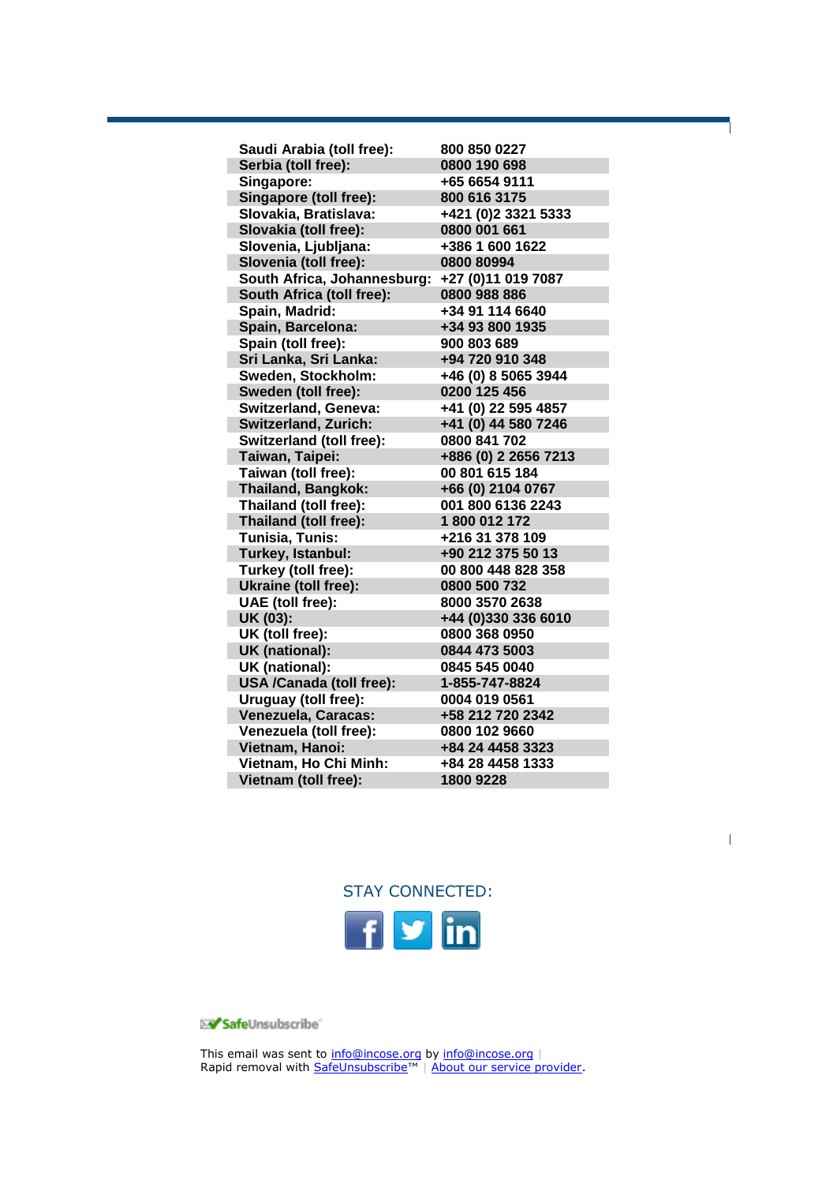| | |
|---|---|
| **Saudi Arabia (toll free):** | **800 850 0227** |
| **Serbia (toll free):** | **0800 190 698** |
| **Singapore:** | **+65 6654 9111** |
| **Singapore (toll free):** | **800 616 3175** |
| **Slovakia, Bratislava:** | **+421 (0)2 3321 5333** |
| **Slovakia (toll free):** | **0800 001 661** |
| **Slovenia, Ljubljana:** | **+386 1 600 1622** |
| **Slovenia (toll free):** | **0800 80994** |
| **South Africa, Johannesburg:** | **+27 (0)11 019 7087** |
| **South Africa (toll free):** | **0800 988 886** |
| **Spain, Madrid:** | **+34 91 114 6640** |
| **Spain, Barcelona:** | **+34 93 800 1935** |
| **Spain (toll free):** | **900 803 689** |
| **Sri Lanka, Sri Lanka:** | **+94 720 910 348** |
| **Sweden, Stockholm:** | **+46 (0) 8 5065 3944** |
| **Sweden (toll free):** | **0200 125 456** |
| **Switzerland, Geneva:** | **+41 (0) 22 595 4857** |
| **Switzerland, Zurich:** | **+41 (0) 44 580 7246** |
| **Switzerland (toll free):** | **0800 841 702** |
| **Taiwan, Taipei:** | **+886 (0) 2 2656 7213** |
| **Taiwan (toll free):** | **00 801 615 184** |
| **Thailand, Bangkok:** | **+66 (0) 2104 0767** |
| **Thailand (toll free):** | **001 800 6136 2243** |
| **Thailand (toll free):** | **1 800 012 172** |
| **Tunisia, Tunis:** | **+216 31 378 109** |
| **Turkey, Istanbul:** | **+90 212 375 50 13** |
| **Turkey (toll free):** | **00 800 448 828 358** |
| **Ukraine (toll free):** | **0800 500 732** |
| **UAE (toll free):** | **8000 3570 2638** |
| **UK (03):** | **+44 (0)330 336 6010** |
| **UK (toll free):** | **0800 368 0950** |
| **UK (national):** | **0844 473 5003** |
| **UK (national):** | **0845 545 0040** |
| **USA /Canada (toll free):** | **1-855-747-8824** |
| **Uruguay (toll free):** | **0004 019 0561** |
| **Venezuela, Caracas:** | **+58 212 720 2342** |
| **Venezuela (toll free):** | **0800 102 9660** |
| **Vietnam, Hanoi:** | **+84 24 4458 3323** |
| **Vietnam, Ho Chi Minh:** | **+84 28 4458 1333** |
| **Vietnam (toll free):** | **1800 9228** |

STAY CONNECTED:

SafeUnsubscribe

This email was sent to info@incose.org by info@incose.org |
Rapid removal with SafeUnsubscribe™ | About our service provider.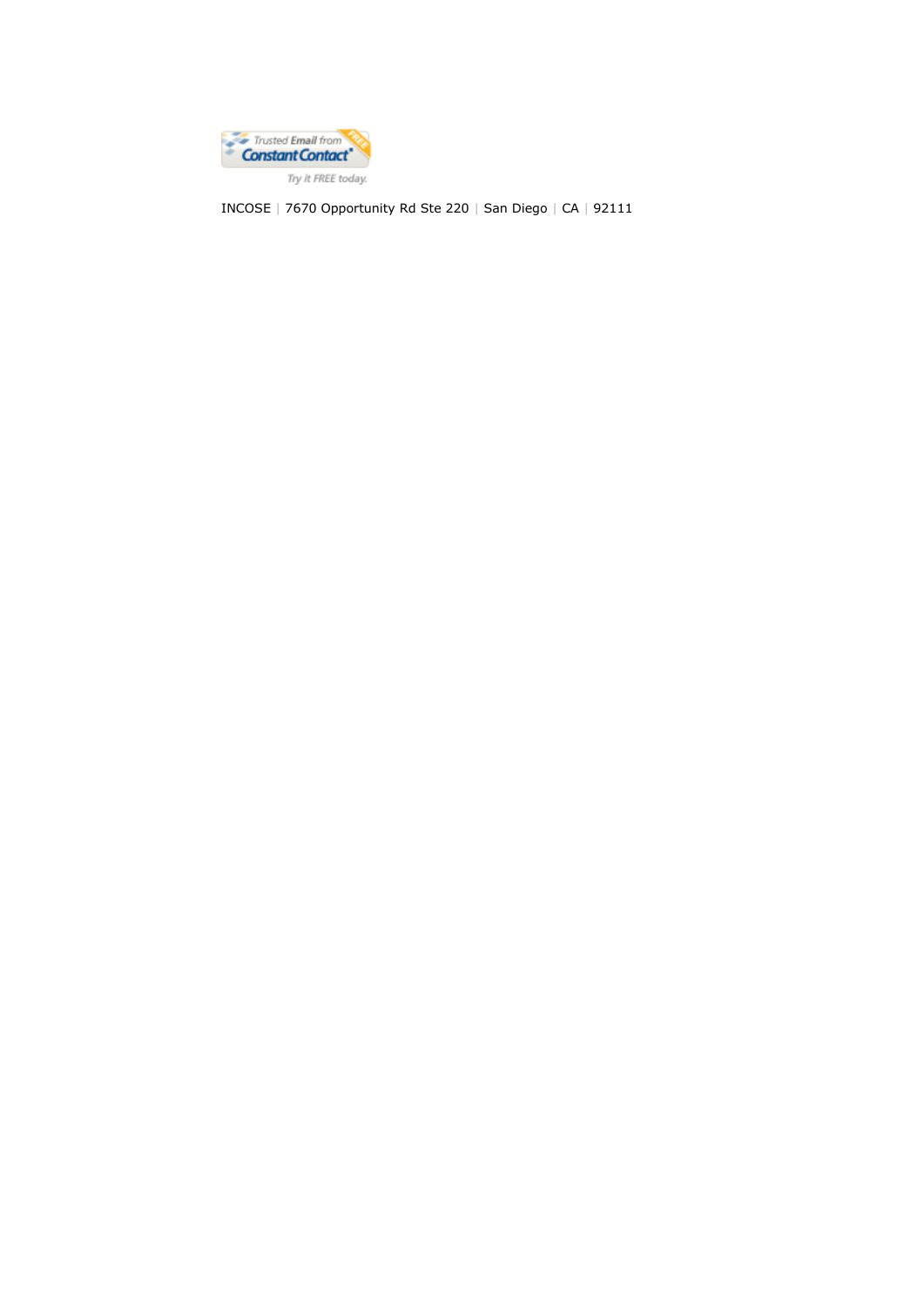Trusted Email from Constant Contact

Try it FREE today.

INCOSE | 7670 Opportunity Rd Ste 220 | San Diego | CA | 92111